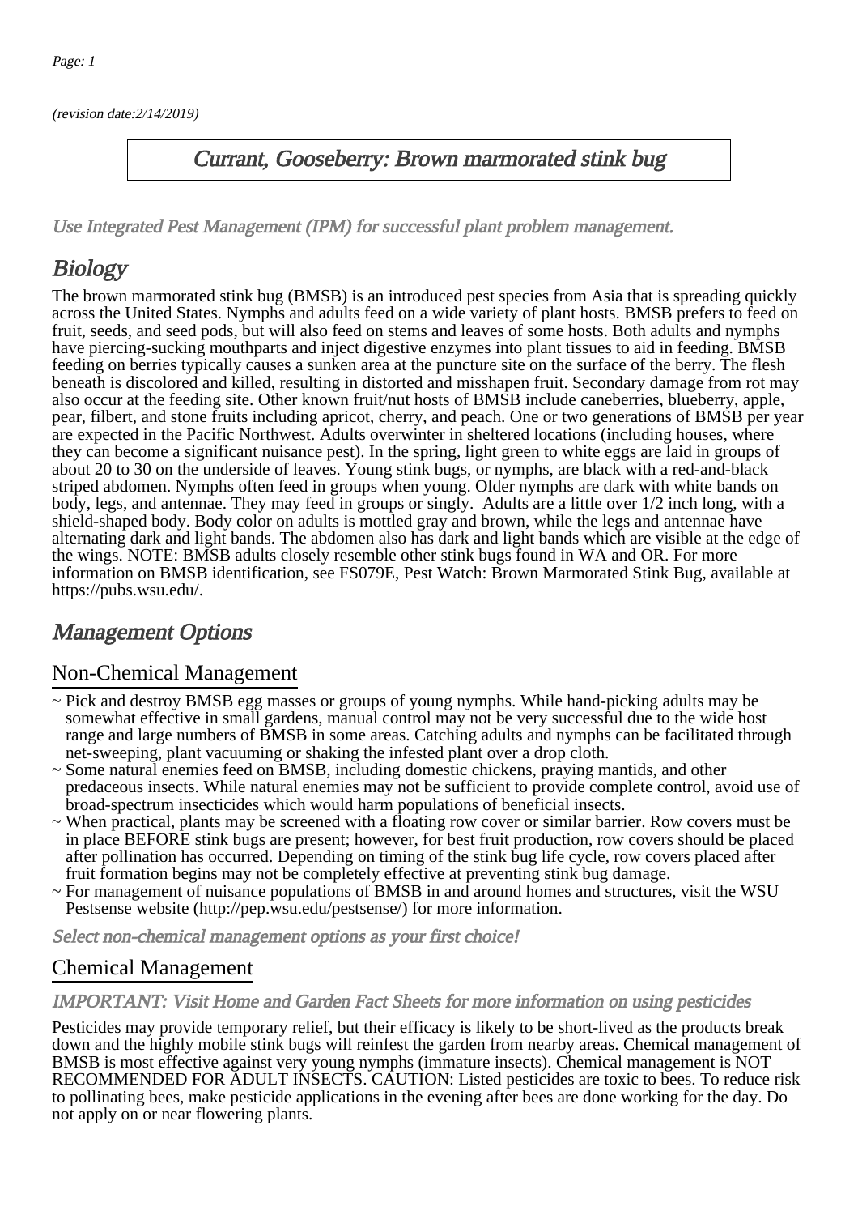(revision date:2/14/2019)

# Currant, Gooseberry: Brown marmorated stink bug

*Use Integrated Pest Management (IPM) for successful plant problem management.*

## Biology

The brown marmorated stink bug (BMSB) is an introduced pest species from Asia that is spreading quickly across the United States. Nymphs and adults feed on a wide variety of plant hosts. BMSB prefers to feed on fruit, seeds, and seed pods, but will also feed on stems and leaves of some hosts. Both adults and nymphs have piercing-sucking mouthparts and inject digestive enzymes into plant tissues to aid in feeding. BMSB feeding on berries typically causes a sunken area at the puncture site on the surface of the berry. The flesh beneath is discolored and killed, resulting in distorted and misshapen fruit. Secondary damage from rot may also occur at the feeding site. Other known fruit/nut hosts of BMSB include caneberries, blueberry, apple, pear, filbert, and stone fruits including apricot, cherry, and peach. One or two generations of BMSB per year are expected in the Pacific Northwest. Adults overwinter in sheltered locations (including houses, where they can become a significant nuisance pest). In the spring, light green to white eggs are laid in groups of about 20 to 30 on the underside of leaves. Young stink bugs, or nymphs, are black with a red-and-black striped abdomen. Nymphs often feed in groups when young. Older nymphs are dark with white bands on body, legs, and antennae. They may feed in groups or singly. Adults are a little over 1/2 inch long, with a shield-shaped body. Body color on adults is mottled gray and brown, while the legs and antennae have alternating dark and light bands. The abdomen also has dark and light bands which are visible at the edge of the wings. NOTE: BMSB adults closely resemble other stink bugs found in WA and OR. For more information on BMSB identification, see FS079E, Pest Watch: Brown Marmorated Stink Bug, available at https://pubs.wsu.edu/.

## Management Options

### Non-Chemical Management

- ~ Pick and destroy BMSB egg masses or groups of young nymphs. While hand-picking adults may be somewhat effective in small gardens, manual control may not be very successful due to the wide host range and large numbers of BMSB in some areas. Catching adults and nymphs can be facilitated through net-sweeping, plant vacuuming or shaking the infested plant over a drop cloth.
- ~ Some natural enemies feed on BMSB, including domestic chickens, praying mantids, and other predaceous insects. While natural enemies may not be sufficient to provide complete control, avoid use of broad-spectrum insecticides which would harm populations of beneficial insects.
- ~ When practical, plants may be screened with a floating row cover or similar barrier. Row covers must be in place BEFORE stink bugs are present; however, for best fruit production, row covers should be placed after pollination has occurred. Depending on timing of the stink bug life cycle, row covers placed after fruit formation begins may not be completely effective at preventing stink bug damage.
- ~ For management of nuisance populations of BMSB in and around homes and structures, visit the WSU Pestsense website (http://pep.wsu.edu/pestsense/) for more information.

*Select non-chemical management options as your first choice!*

### Chemical Management

*IMPORTANT: Visit Home and Garden Fact Sheets for more information on using pesticides*

Pesticides may provide temporary relief, but their efficacy is likely to be short-lived as the products break down and the highly mobile stink bugs will reinfest the garden from nearby areas. Chemical management of BMSB is most effective against very young nymphs (immature insects). Chemical management is NOT RECOMMENDED FOR ADULT INSECTS. CAUTION: Listed pesticides are toxic to bees. To reduce risk to pollinating bees, make pesticide applications in the evening after bees are done working for the day. Do not apply on or near flowering plants.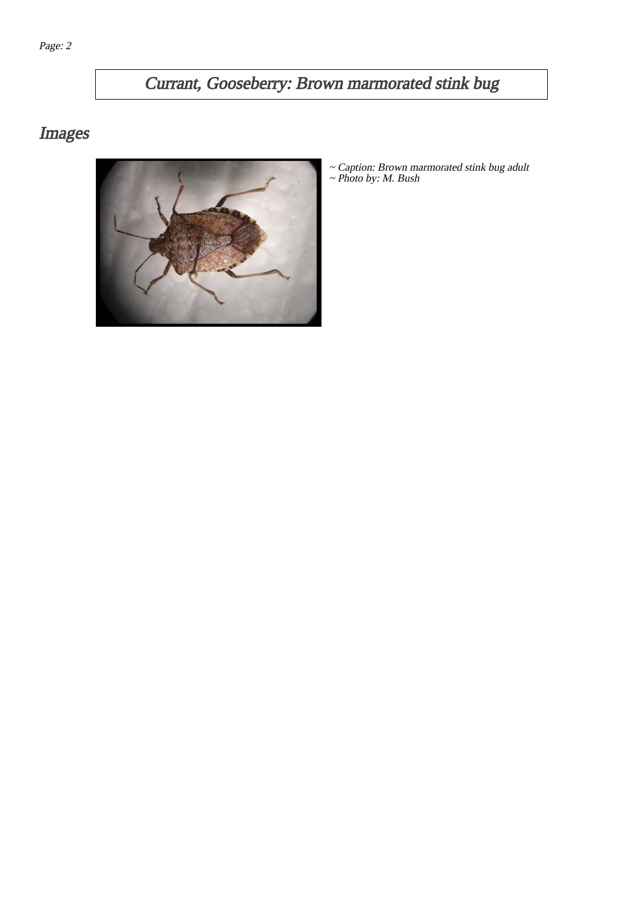# Currant, Gooseberry: Brown marmorated stink bug

## Images

~ Caption: Brown marmorated stink bug adult
~ Photo by: M. Bush